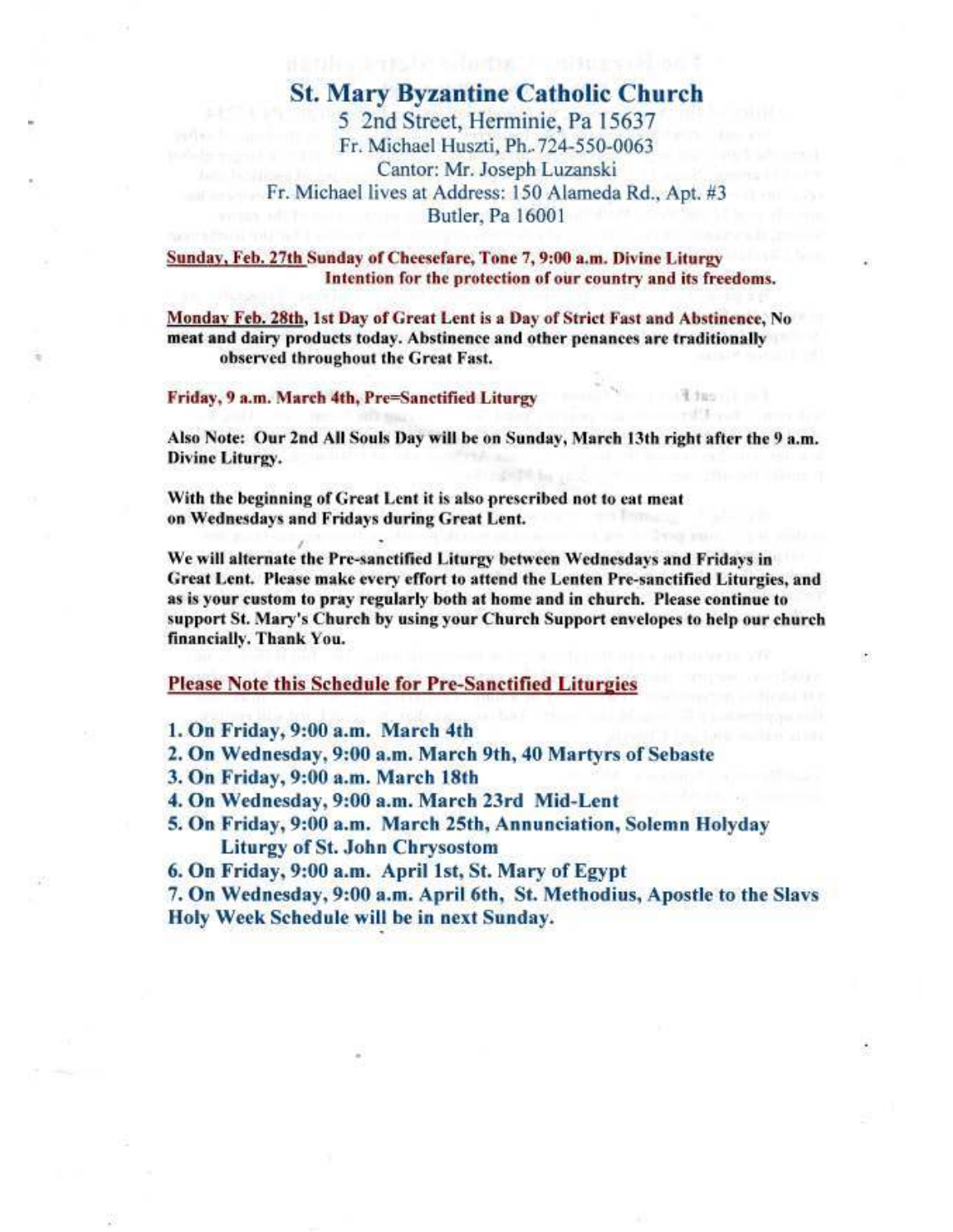# St. Mary Byzantine Catholic Church

5 2nd Street, Herminie, Pa 15637
Fr. Michael Huszti, Ph. 724-550-0063
Cantor: Mr. Joseph Luzanski
Fr. Michael lives at Address: 150 Alameda Rd., Apt. #3
Butler, Pa 16001

**Sunday, Feb. 27th Sunday of Cheesefare, Tone 7, 9:00 a.m. Divine Liturgy**
**Intention for the protection of our country and its freedoms.**

**Monday Feb. 28th, 1st Day of Great Lent is a Day of Strict Fast and Abstinence, No meat and dairy products today. Abstinence and other penances are traditionally observed throughout the Great Fast.**

**Friday, 9 a.m. March 4th, Pre=Sanctified Liturgy**

**Also Note: Our 2nd All Souls Day will be on Sunday, March 13th right after the 9 a.m. Divine Liturgy.**

**With the beginning of Great Lent it is also prescribed not to eat meat on Wednesdays and Fridays during Great Lent.**

**We will alternate the Pre-sanctified Liturgy between Wednesdays and Fridays in Great Lent. Please make every effort to attend the Lenten Pre-sanctified Liturgies, and as is your custom to pray regularly both at home and in church. Please continue to support St. Mary's Church by using your Church Support envelopes to help our church financially. Thank You.**

## Please Note this Schedule for Pre-Sanctified Liturgies

1. On Friday, 9:00 a.m. March 4th
2. On Wednesday, 9:00 a.m. March 9th, 40 Martyrs of Sebaste
3. On Friday, 9:00 a.m. March 18th
4. On Wednesday, 9:00 a.m. March 23rd Mid-Lent
5. On Friday, 9:00 a.m. March 25th, Annunciation, Solemn Holyday Liturgy of St. John Chrysostom
6. On Friday, 9:00 a.m. April 1st, St. Mary of Egypt
7. On Wednesday, 9:00 a.m. April 6th, St. Methodius, Apostle to the Slavs

**Holy Week Schedule will be in next Sunday.**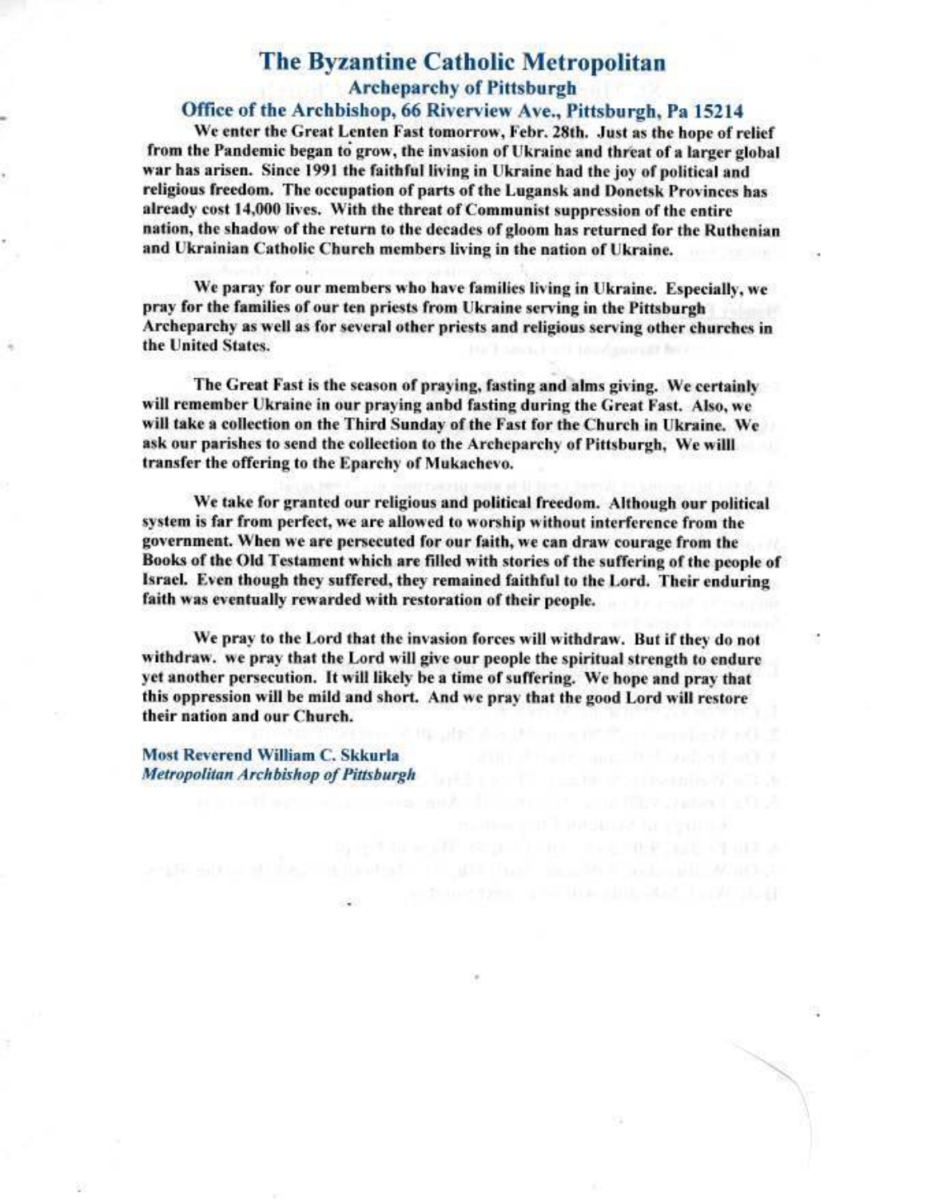# The Byzantine Catholic Metropolitan

## Archeparchy of Pittsburgh

### Office of the Archbishop, 66 Riverview Ave., Pittsburgh, Pa 15214

**We enter the Great Lenten Fast tomorrow, Febr. 28th. Just as the hope of relief from the Pandemic began to grow, the invasion of Ukraine and threat of a larger global war has arisen. Since 1991 the faithful living in Ukraine had the joy of political and religious freedom. The occupation of parts of the Lugansk and Donetsk Provinces has already cost 14,000 lives. With the threat of Communist suppression of the entire nation, the shadow of the return to the decades of gloom has returned for the Ruthenian and Ukrainian Catholic Church members living in the nation of Ukraine.**

**We paray for our members who have families living in Ukraine. Especially, we pray for the families of our ten priests from Ukraine serving in the Pittsburgh Archeparchy as well as for several other priests and religious serving other churches in the United States.**

**The Great Fast is the season of praying, fasting and alms giving. We certainly will remember Ukraine in our praying anbd fasting during the Great Fast. Also, we will take a collection on the Third Sunday of the Fast for the Church in Ukraine. We ask our parishes to send the collection to the Archeparchy of Pittsburgh, We willl transfer the offering to the Eparchy of Mukachevo.**

**We take for granted our religious and political freedom. Although our political system is far from perfect, we are allowed to worship without interference from the government. When we are persecuted for our faith, we can draw courage from the Books of the Old Testament which are filled with stories of the suffering of the people of Israel. Even though they suffered, they remained faithful to the Lord. Their enduring faith was eventually rewarded with restoration of their people.**

**We pray to the Lord that the invasion forces will withdraw. But if they do not withdraw. we pray that the Lord will give our people the spiritual strength to endure yet another persecution. It will likely be a time of suffering. We hope and pray that this oppression will be mild and short. And we pray that the good Lord will restore their nation and our Church.**

**Most Reverend William C. Skkurla**
***Metropolitan Archbishop of Pittsburgh***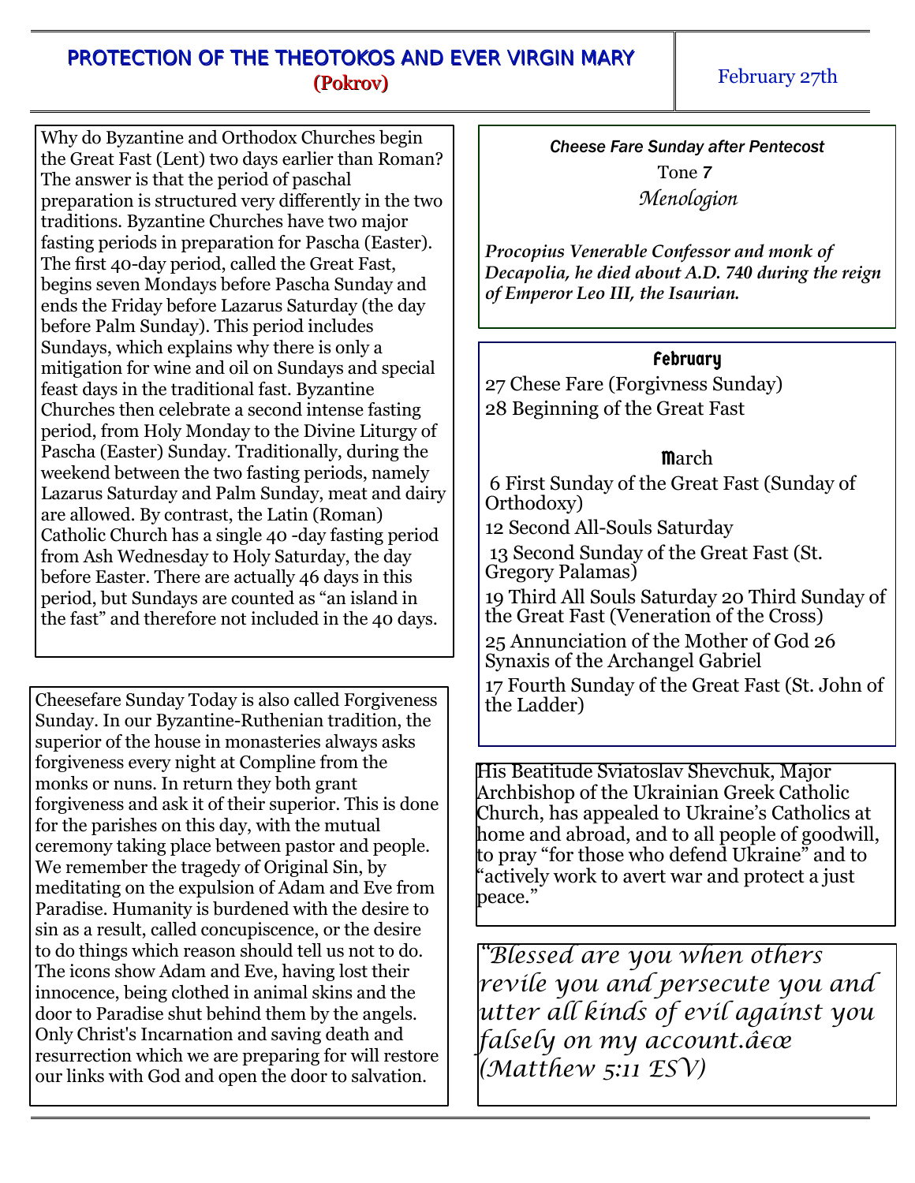# PROTECTION OF THE THEOTOKOS AND EVER VIRGIN MARY
## (Pokrov)

February 27th

Why do Byzantine and Orthodox Churches begin the Great Fast (Lent) two days earlier than Roman? The answer is that the period of paschal preparation is structured very differently in the two traditions. Byzantine Churches have two major fasting periods in preparation for Pascha (Easter). The first 40-day period, called the Great Fast, begins seven Mondays before Pascha Sunday and ends the Friday before Lazarus Saturday (the day before Palm Sunday). This period includes Sundays, which explains why there is only a mitigation for wine and oil on Sundays and special feast days in the traditional fast. Byzantine Churches then celebrate a second intense fasting period, from Holy Monday to the Divine Liturgy of Pascha (Easter) Sunday. Traditionally, during the weekend between the two fasting periods, namely Lazarus Saturday and Palm Sunday, meat and dairy are allowed. By contrast, the Latin (Roman) Catholic Church has a single 40 -day fasting period from Ash Wednesday to Holy Saturday, the day before Easter. There are actually 46 days in this period, but Sundays are counted as “an island in the fast” and therefore not included in the 40 days.

Cheesefare Sunday Today is also called Forgiveness Sunday. In our Byzantine-Ruthenian tradition, the superior of the house in monasteries always asks forgiveness every night at Compline from the monks or nuns. In return they both grant forgiveness and ask it of their superior. This is done for the parishes on this day, with the mutual ceremony taking place between pastor and people. We remember the tragedy of Original Sin, by meditating on the expulsion of Adam and Eve from Paradise. Humanity is burdened with the desire to sin as a result, called concupiscence, or the desire to do things which reason should tell us not to do. The icons show Adam and Eve, having lost their innocence, being clothed in animal skins and the door to Paradise shut behind them by the angels. Only Christ's Incarnation and saving death and resurrection which we are preparing for will restore our links with God and open the door to salvation.

*Cheese Fare Sunday after Pentecost*

Tone 7

*Menologion*

***Procopius Venerable Confessor and monk of Decapolia, he died about A.D. 740 during the reign of Emperor Leo III, the Isaurian.***

**February**

27 Chese Fare (Forgivness Sunday)

28 Beginning of the Great Fast

**March**

6 First Sunday of the Great Fast (Sunday of Orthodoxy)

12 Second All-Souls Saturday

13 Second Sunday of the Great Fast (St. Gregory Palamas)

19 Third All Souls Saturday 20 Third Sunday of the Great Fast (Veneration of the Cross)

25 Annunciation of the Mother of God 26 Synaxis of the Archangel Gabriel

17 Fourth Sunday of the Great Fast (St. John of the Ladder)

His Beatitude Sviatoslav Shevchuk, Major Archbishop of the Ukrainian Greek Catholic Church, has appealed to Ukraine’s Catholics at home and abroad, and to all people of goodwill, to pray “for those who defend Ukraine” and to “actively work to avert war and protect a just peace.”

*“Blessed are you when others revile you and persecute you and utter all kinds of evil against you falsely on my account.â€œ (Matthew 5:11 ESV)*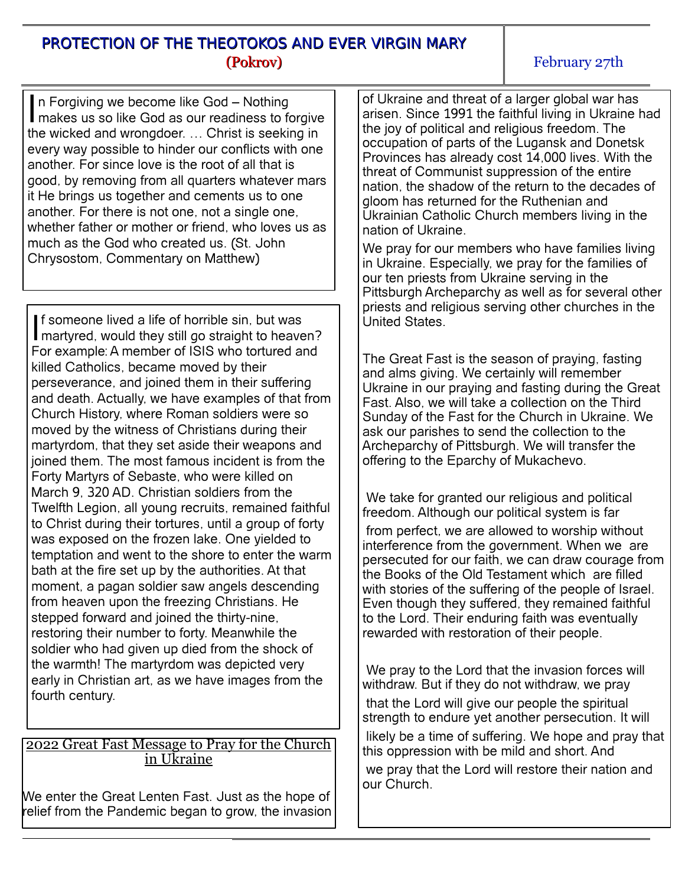# PROTECTION OF THE THEOTOKOS AND EVER VIRGIN MARY

## (Pokrov)

February 27th

In Forgiving we become like God – Nothing makes us so like God as our readiness to forgive the wicked and wrongdoer. … Christ is seeking in every way possible to hinder our conflicts with one another. For since love is the root of all that is good, by removing from all quarters whatever mars it He brings us together and cements us to one another. For there is not one, not a single one, whether father or mother or friend, who loves us as much as the God who created us. (St. John Chrysostom, Commentary on Matthew)

If someone lived a life of horrible sin, but was martyred, would they still go straight to heaven? For example: A member of ISIS who tortured and killed Catholics, became moved by their perseverance, and joined them in their suffering and death. Actually, we have examples of that from Church History, where Roman soldiers were so moved by the witness of Christians during their martyrdom, that they set aside their weapons and joined them. The most famous incident is from the Forty Martyrs of Sebaste, who were killed on March 9, 320 AD. Christian soldiers from the Twelfth Legion, all young recruits, remained faithful to Christ during their tortures, until a group of forty was exposed on the frozen lake. One yielded to temptation and went to the shore to enter the warm bath at the fire set up by the authorities. At that moment, a pagan soldier saw angels descending from heaven upon the freezing Christians. He stepped forward and joined the thirty-nine, restoring their number to forty. Meanwhile the soldier who had given up died from the shock of the warmth! The martyrdom was depicted very early in Christian art, as we have images from the fourth century.

### 2022 Great Fast Message to Pray for the Church in Ukraine

We enter the Great Lenten Fast. Just as the hope of relief from the Pandemic began to grow, the invasion of Ukraine and threat of a larger global war has arisen. Since 1991 the faithful living in Ukraine had the joy of political and religious freedom. The occupation of parts of the Lugansk and Donetsk Provinces has already cost 14,000 lives. With the threat of Communist suppression of the entire nation, the shadow of the return to the decades of gloom has returned for the Ruthenian and Ukrainian Catholic Church members living in the nation of Ukraine.

We pray for our members who have families living in Ukraine. Especially, we pray for the families of our ten priests from Ukraine serving in the Pittsburgh Archeparchy as well as for several other priests and religious serving other churches in the United States.

The Great Fast is the season of praying, fasting and alms giving. We certainly will remember Ukraine in our praying and fasting during the Great Fast. Also, we will take a collection on the Third Sunday of the Fast for the Church in Ukraine. We ask our parishes to send the collection to the Archeparchy of Pittsburgh. We will transfer the offering to the Eparchy of Mukachevo.

We take for granted our religious and political freedom. Although our political system is far from perfect, we are allowed to worship without interference from the government. When we are persecuted for our faith, we can draw courage from the Books of the Old Testament which are filled with stories of the suffering of the people of Israel. Even though they suffered, they remained faithful to the Lord. Their enduring faith was eventually rewarded with restoration of their people.

We pray to the Lord that the invasion forces will withdraw. But if they do not withdraw, we pray that the Lord will give our people the spiritual strength to endure yet another persecution. It will likely be a time of suffering. We hope and pray that this oppression with be mild and short. And we pray that the Lord will restore their nation and our Church.